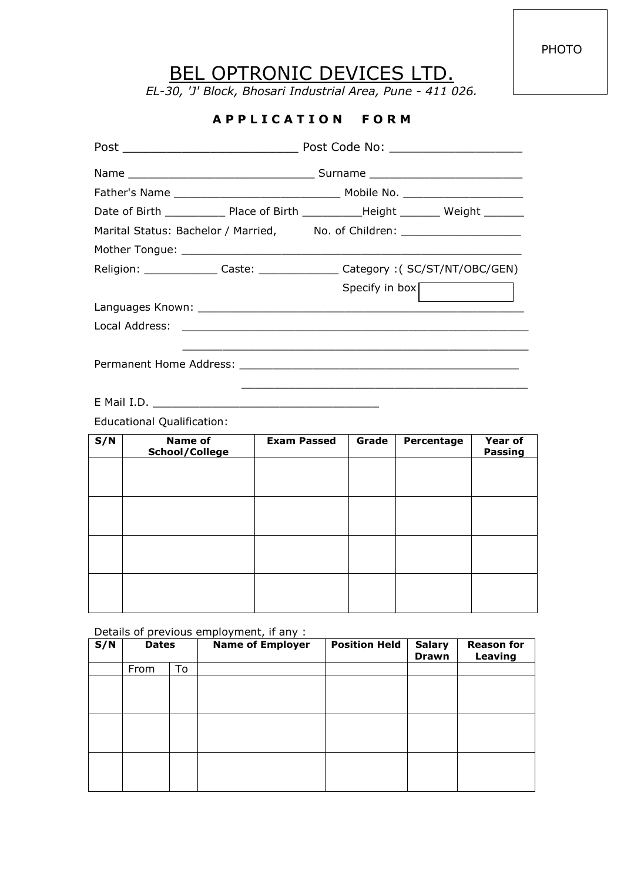PHOTO

# BEL OPTRONIC DEVICES LTD.

*EL-30, 'J' Block, Bhosari Industrial Area, Pune - 411 026.*

## A P P L I C A T I O N   F O R M

Post ________________________ Post Code No: __________________

Name ____________________________ Surname ______________________

Father's Name _________________________ Mobile No. __________________

Date of Birth _________ Place of Birth _________Height ______ Weight ______

Marital Status: Bachelor / Married,     No. of Children: __________________

Mother Tongue: ____________________________________________________

Religion: ___________ Caste: ____________ Category :( SC/ST/NT/OBC/GEN)

Specify in box [          ]

Languages Known: __________________________________________________

Local Address: ____________________________________________________

____________________________________________________

Permanent Home Address: __________________________________________

__________________________________________

E Mail I.D. __________________________________

Educational Qualification:

| S/N | Name of School/College | Exam Passed | Grade | Percentage | Year of Passing |
|---|---|---|---|---|---|
| | | | | | |
| | | | | | |
| | | | | | |
| | | | | | |

Details of previous employment, if any :

| S/N | Dates | | Name of Employer | Position Held | Salary Drawn | Reason for Leaving |
|---|---|---|---|---|---|---|
| | From | To | | | | |
| | | | | | | |
| | | | | | | |
| | | | | | | |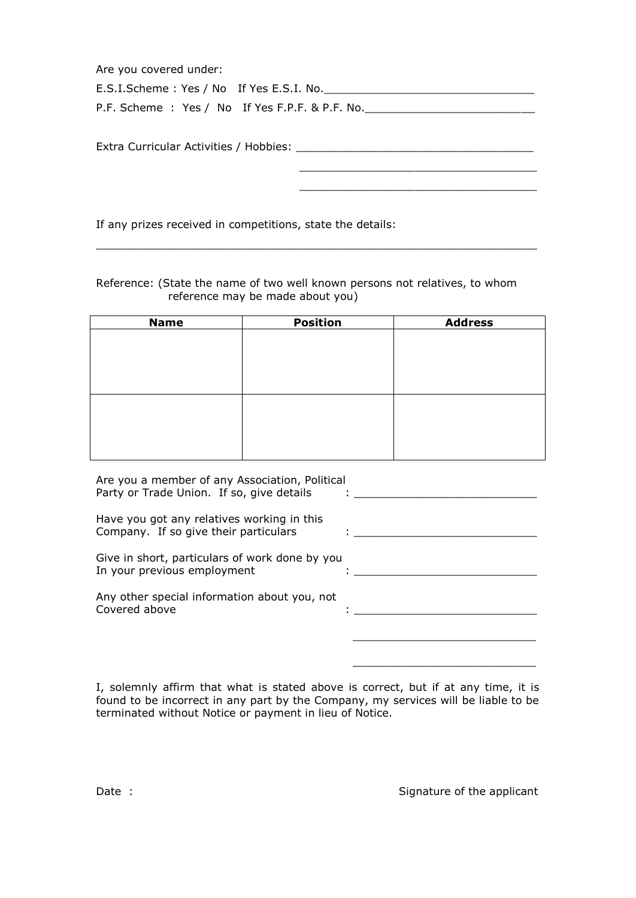Are you covered under:

E.S.I.Scheme : Yes / No If Yes E.S.I. No.________________________________

P.F. Scheme : Yes / No If Yes F.P.F. & P.F. No._________________________

Extra Curricular Activities / Hobbies: ___________________________________

___________________________________

___________________________________

If any prizes received in competitions, state the details:

_____________________________________________________________________

Reference: (State the name of two well known persons not relatives, to whom reference may be made about you)

| Name | Position | Address |
|---|---|---|
| | | |
| | | |

Are you a member of any Association, Political Party or Trade Union. If so, give details : ___________________________

Have you got any relatives working in this Company. If so give their particulars : ___________________________

Give in short, particulars of work done by you In your previous employment : ___________________________

Any other special information about you, not Covered above : ___________________________

___________________________

___________________________

I, solemnly affirm that what is stated above is correct, but if at any time, it is found to be incorrect in any part by the Company, my services will be liable to be terminated without Notice or payment in lieu of Notice.

Date :

Signature of the applicant